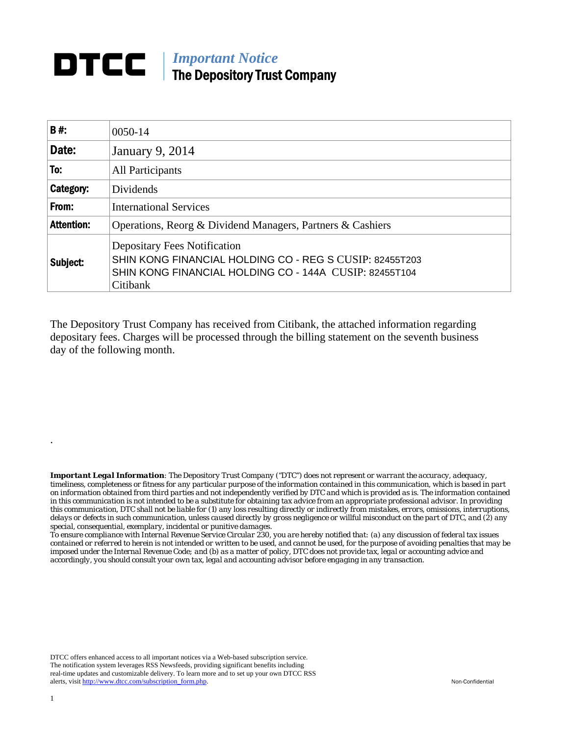# DTCC | *Important Notice*
## The Depository Trust Company

| **B #:** | 0050-14 |
|---|---|
| **Date:** | January 9, 2014 |
| **To:** | All Participants |
| **Category:** | Dividends |
| **From:** | International Services |
| **Attention:** | Operations, Reorg & Dividend Managers, Partners & Cashiers |
| **Subject:** | Depositary Fees Notification<br>SHIN KONG FINANCIAL HOLDING CO - REG S CUSIP: 82455T203<br>SHIN KONG FINANCIAL HOLDING CO - 144A CUSIP: 82455T104<br>Citibank |

The Depository Trust Company has received from Citibank, the attached information regarding depositary fees. Charges will be processed through the billing statement on the seventh business day of the following month.

.

***Important Legal Information****: The Depository Trust Company ("DTC") does not represent or warrant the accuracy, adequacy, timeliness, completeness or fitness for any particular purpose of the information contained in this communication, which is based in part on information obtained from third parties and not independently verified by DTC and which is provided as is. The information contained in this communication is not intended to be a substitute for obtaining tax advice from an appropriate professional advisor. In providing this communication, DTC shall not be liable for (1) any loss resulting directly or indirectly from mistakes, errors, omissions, interruptions, delays or defects in such communication, unless caused directly by gross negligence or willful misconduct on the part of DTC, and (2) any special, consequential, exemplary, incidental or punitive damages.*

*To ensure compliance with Internal Revenue Service Circular 230, you are hereby notified that: (a) any discussion of federal tax issues contained or referred to herein is not intended or written to be used, and cannot be used, for the purpose of avoiding penalties that may be imposed under the Internal Revenue Code; and (b) as a matter of policy, DTC does not provide tax, legal or accounting advice and accordingly, you should consult your own tax, legal and accounting advisor before engaging in any transaction.*

DTCC offers enhanced access to all important notices via a Web-based subscription service. The notification system leverages RSS Newsfeeds, providing significant benefits including real-time updates and customizable delivery. To learn more and to set up your own DTCC RSS alerts, visit http://www.dtcc.com/subscription_form.php.

Non-Confidential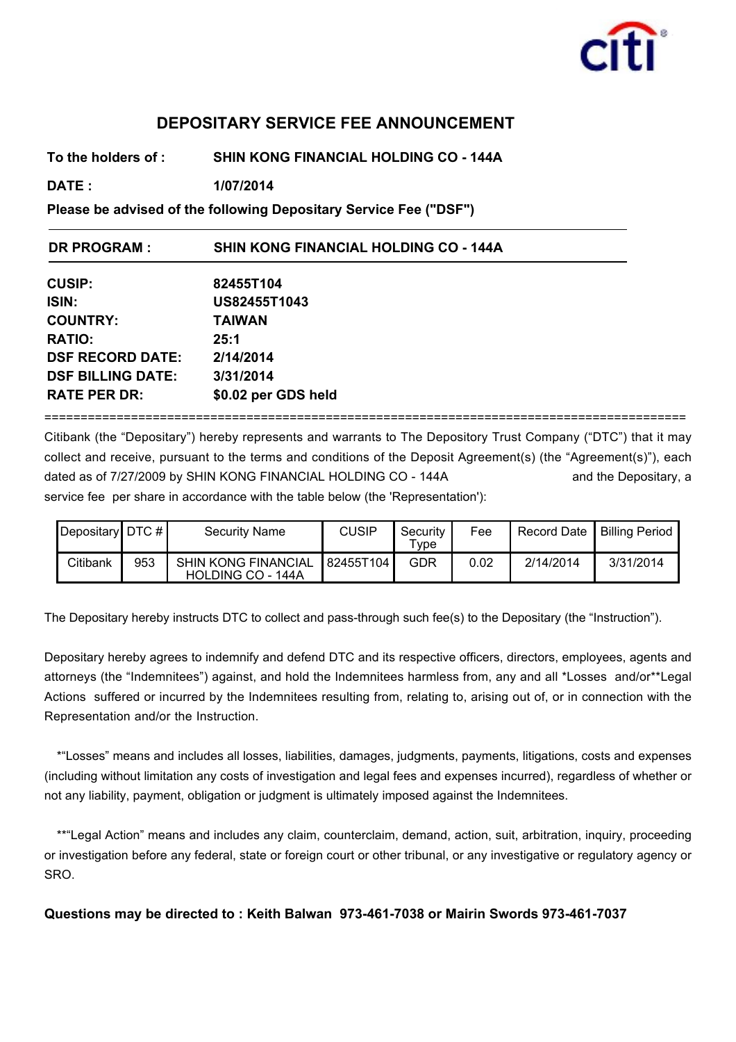# DEPOSITARY SERVICE FEE ANNOUNCEMENT

**To the holders of :** **SHIN KONG FINANCIAL HOLDING CO - 144A**

**DATE :** **1/07/2014**

**Please be advised of the following Depositary Service Fee ("DSF")**

---

**DR PROGRAM :** **SHIN KONG FINANCIAL HOLDING CO - 144A**

---

**CUSIP:** **82455T104**
**ISIN:** **US82455T1043**
**COUNTRY:** **TAIWAN**
**RATIO:** **25:1**
**DSF RECORD DATE:** **2/14/2014**
**DSF BILLING DATE:** **3/31/2014**
**RATE PER DR:** **$0.02 per GDS held**

==========================================================================================

Citibank (the "Depositary") hereby represents and warrants to The Depository Trust Company ("DTC") that it may collect and receive, pursuant to the terms and conditions of the Deposit Agreement(s) (the "Agreement(s)"), each dated as of 7/27/2009 by SHIN KONG FINANCIAL HOLDING CO - 144A and the Depositary, a service fee per share in accordance with the table below (the 'Representation'):

| Depositary | DTC # | Security Name | CUSIP | Security Type | Fee | Record Date | Billing Period |
|---|---|---|---|---|---|---|---|
| Citibank | 953 | SHIN KONG FINANCIAL HOLDING CO - 144A | 82455T104 | GDR | 0.02 | 2/14/2014 | 3/31/2014 |

The Depositary hereby instructs DTC to collect and pass-through such fee(s) to the Depositary (the "Instruction").

Depositary hereby agrees to indemnify and defend DTC and its respective officers, directors, employees, agents and attorneys (the "Indemnitees") against, and hold the Indemnitees harmless from, any and all *Losses and/or**Legal Actions suffered or incurred by the Indemnitees resulting from, relating to, arising out of, or in connection with the Representation and/or the Instruction.

*"Losses" means and includes all losses, liabilities, damages, judgments, payments, litigations, costs and expenses (including without limitation any costs of investigation and legal fees and expenses incurred), regardless of whether or not any liability, payment, obligation or judgment is ultimately imposed against the Indemnitees.

**"Legal Action" means and includes any claim, counterclaim, demand, action, suit, arbitration, inquiry, proceeding or investigation before any federal, state or foreign court or other tribunal, or any investigative or regulatory agency or SRO.

**Questions may be directed to : Keith Balwan 973-461-7038 or Mairin Swords 973-461-7037**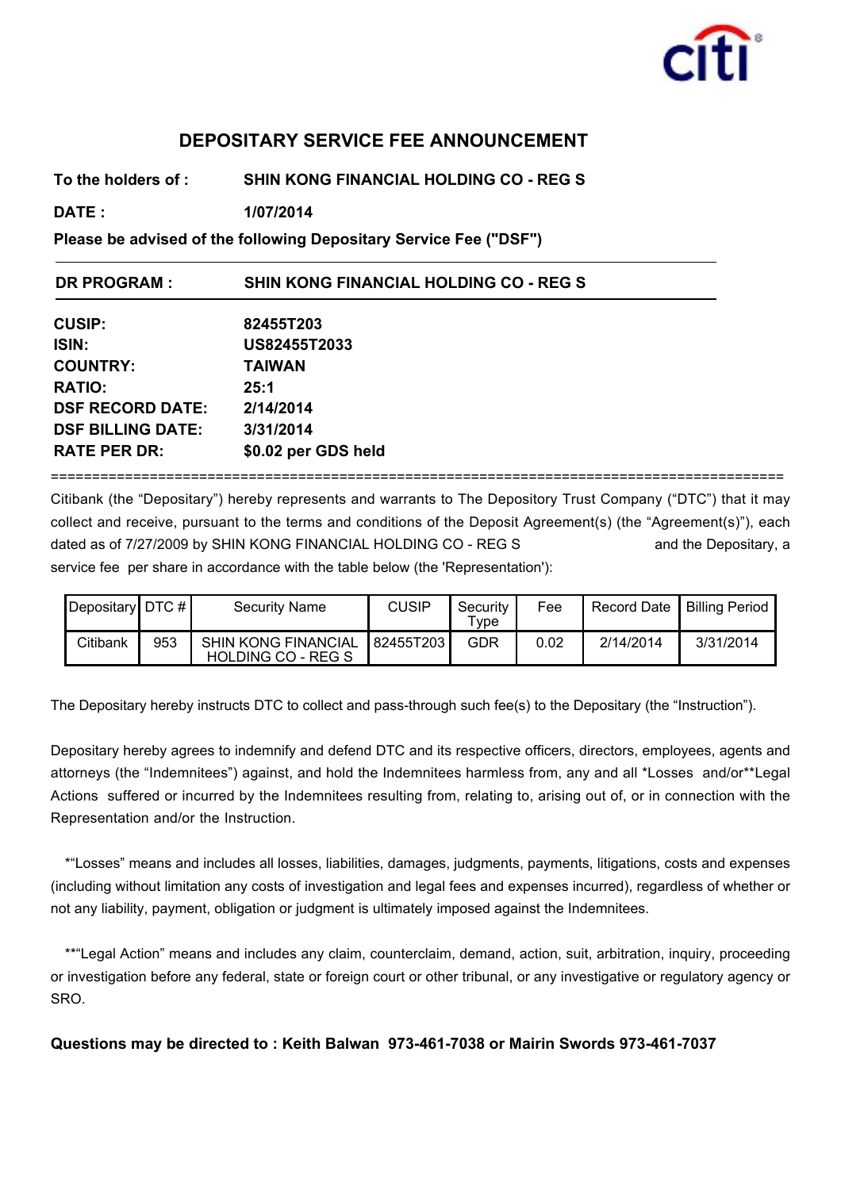# DEPOSITARY SERVICE FEE ANNOUNCEMENT

**To the holders of :** **SHIN KONG FINANCIAL HOLDING CO - REG S**

**DATE :** **1/07/2014**

**Please be advised of the following Depositary Service Fee ("DSF")**

---

**DR PROGRAM :** **SHIN KONG FINANCIAL HOLDING CO - REG S**

---

**CUSIP:** **82455T203**
**ISIN:** **US82455T2033**
**COUNTRY:** **TAIWAN**
**RATIO:** **25:1**
**DSF RECORD DATE:** **2/14/2014**
**DSF BILLING DATE:** **3/31/2014**
**RATE PER DR:** **$0.02 per GDS held**

==========================================================================================

Citibank (the "Depositary") hereby represents and warrants to The Depository Trust Company ("DTC") that it may collect and receive, pursuant to the terms and conditions of the Deposit Agreement(s) (the "Agreement(s)"), each dated as of 7/27/2009 by SHIN KONG FINANCIAL HOLDING CO - REG S and the Depositary, a service fee per share in accordance with the table below (the 'Representation'):

| Depositary | DTC # | Security Name | CUSIP | Security Type | Fee | Record Date | Billing Period |
|---|---|---|---|---|---|---|---|
| Citibank | 953 | SHIN KONG FINANCIAL HOLDING CO - REG S | 82455T203 | GDR | 0.02 | 2/14/2014 | 3/31/2014 |

The Depositary hereby instructs DTC to collect and pass-through such fee(s) to the Depositary (the "Instruction").

Depositary hereby agrees to indemnify and defend DTC and its respective officers, directors, employees, agents and attorneys (the "Indemnitees") against, and hold the Indemnitees harmless from, any and all *Losses and/or**Legal Actions suffered or incurred by the Indemnitees resulting from, relating to, arising out of, or in connection with the Representation and/or the Instruction.

*"Losses" means and includes all losses, liabilities, damages, judgments, payments, litigations, costs and expenses (including without limitation any costs of investigation and legal fees and expenses incurred), regardless of whether or not any liability, payment, obligation or judgment is ultimately imposed against the Indemnitees.

**"Legal Action" means and includes any claim, counterclaim, demand, action, suit, arbitration, inquiry, proceeding or investigation before any federal, state or foreign court or other tribunal, or any investigative or regulatory agency or SRO.

**Questions may be directed to : Keith Balwan 973-461-7038 or Mairin Swords 973-461-7037**